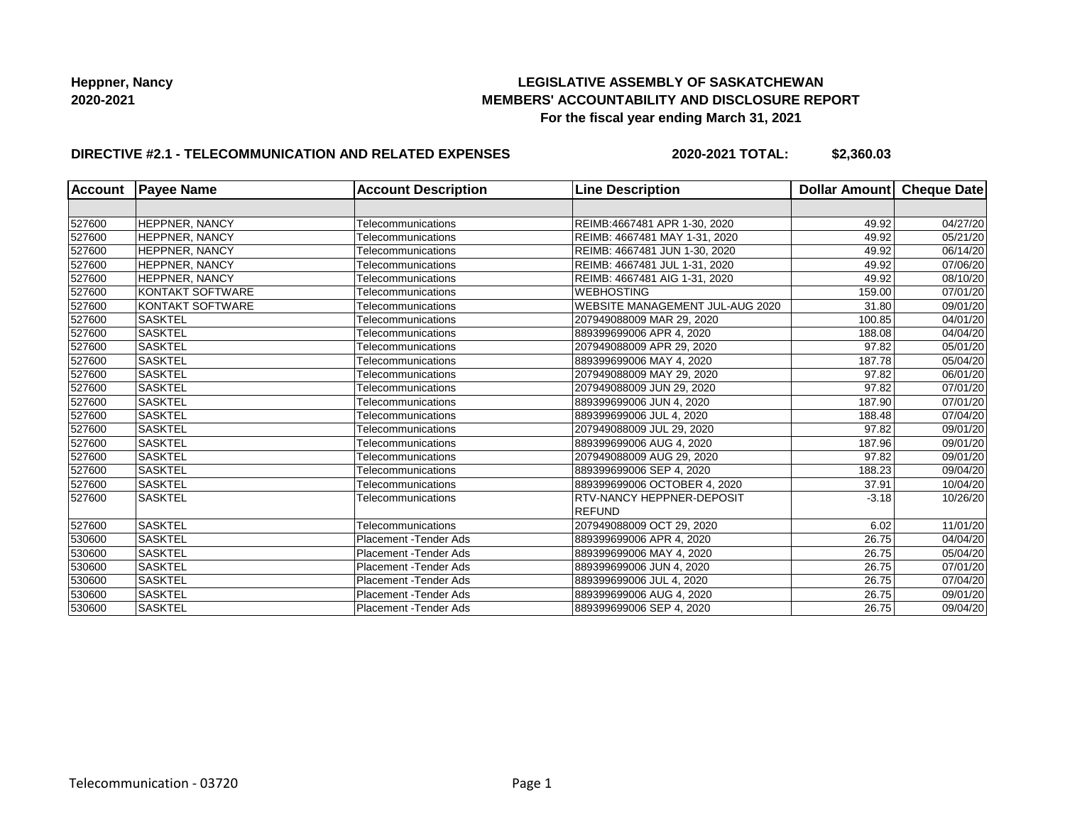**Heppner, Nancy**
**2020-2021**

# LEGISLATIVE ASSEMBLY OF SASKATCHEWAN
## MEMBERS' ACCOUNTABILITY AND DISCLOSURE REPORT
### For the fiscal year ending March 31, 2021

**DIRECTIVE #2.1 - TELECOMMUNICATION AND RELATED EXPENSES** **2020-2021 TOTAL: $2,360.03**

| Account | Payee Name | Account Description | Line Description | Dollar Amount | Cheque Date |
|---|---|---|---|---|---|
| | | | | | |
| 527600 | HEPPNER, NANCY | Telecommunications | REIMB:4667481 APR 1-30, 2020 | 49.92 | 04/27/20 |
| 527600 | HEPPNER, NANCY | Telecommunications | REIMB: 4667481 MAY 1-31, 2020 | 49.92 | 05/21/20 |
| 527600 | HEPPNER, NANCY | Telecommunications | REIMB: 4667481 JUN 1-30, 2020 | 49.92 | 06/14/20 |
| 527600 | HEPPNER, NANCY | Telecommunications | REIMB: 4667481 JUL 1-31, 2020 | 49.92 | 07/06/20 |
| 527600 | HEPPNER, NANCY | Telecommunications | REIMB: 4667481 AIG 1-31, 2020 | 49.92 | 08/10/20 |
| 527600 | KONTAKT SOFTWARE | Telecommunications | WEBHOSTING | 159.00 | 07/01/20 |
| 527600 | KONTAKT SOFTWARE | Telecommunications | WEBSITE MANAGEMENT JUL-AUG 2020 | 31.80 | 09/01/20 |
| 527600 | SASKTEL | Telecommunications | 207949088009 MAR 29, 2020 | 100.85 | 04/01/20 |
| 527600 | SASKTEL | Telecommunications | 889399699006 APR 4, 2020 | 188.08 | 04/04/20 |
| 527600 | SASKTEL | Telecommunications | 207949088009 APR 29, 2020 | 97.82 | 05/01/20 |
| 527600 | SASKTEL | Telecommunications | 889399699006 MAY 4, 2020 | 187.78 | 05/04/20 |
| 527600 | SASKTEL | Telecommunications | 207949088009 MAY 29, 2020 | 97.82 | 06/01/20 |
| 527600 | SASKTEL | Telecommunications | 207949088009 JUN 29, 2020 | 97.82 | 07/01/20 |
| 527600 | SASKTEL | Telecommunications | 889399699006 JUN 4, 2020 | 187.90 | 07/01/20 |
| 527600 | SASKTEL | Telecommunications | 889399699006 JUL 4, 2020 | 188.48 | 07/04/20 |
| 527600 | SASKTEL | Telecommunications | 207949088009 JUL 29, 2020 | 97.82 | 09/01/20 |
| 527600 | SASKTEL | Telecommunications | 889399699006 AUG 4, 2020 | 187.96 | 09/01/20 |
| 527600 | SASKTEL | Telecommunications | 207949088009 AUG 29, 2020 | 97.82 | 09/01/20 |
| 527600 | SASKTEL | Telecommunications | 889399699006 SEP 4, 2020 | 188.23 | 09/04/20 |
| 527600 | SASKTEL | Telecommunications | 889399699006 OCTOBER 4, 2020 | 37.91 | 10/04/20 |
| 527600 | SASKTEL | Telecommunications | RTV-NANCY HEPPNER-DEPOSIT REFUND | -3.18 | 10/26/20 |
| 527600 | SASKTEL | Telecommunications | 207949088009 OCT 29, 2020 | 6.02 | 11/01/20 |
| 530600 | SASKTEL | Placement -Tender Ads | 889399699006 APR 4, 2020 | 26.75 | 04/04/20 |
| 530600 | SASKTEL | Placement -Tender Ads | 889399699006 MAY 4, 2020 | 26.75 | 05/04/20 |
| 530600 | SASKTEL | Placement -Tender Ads | 889399699006 JUN 4, 2020 | 26.75 | 07/01/20 |
| 530600 | SASKTEL | Placement -Tender Ads | 889399699006 JUL 4, 2020 | 26.75 | 07/04/20 |
| 530600 | SASKTEL | Placement -Tender Ads | 889399699006 AUG 4, 2020 | 26.75 | 09/01/20 |
| 530600 | SASKTEL | Placement -Tender Ads | 889399699006 SEP 4, 2020 | 26.75 | 09/04/20 |

Telecommunication - 03720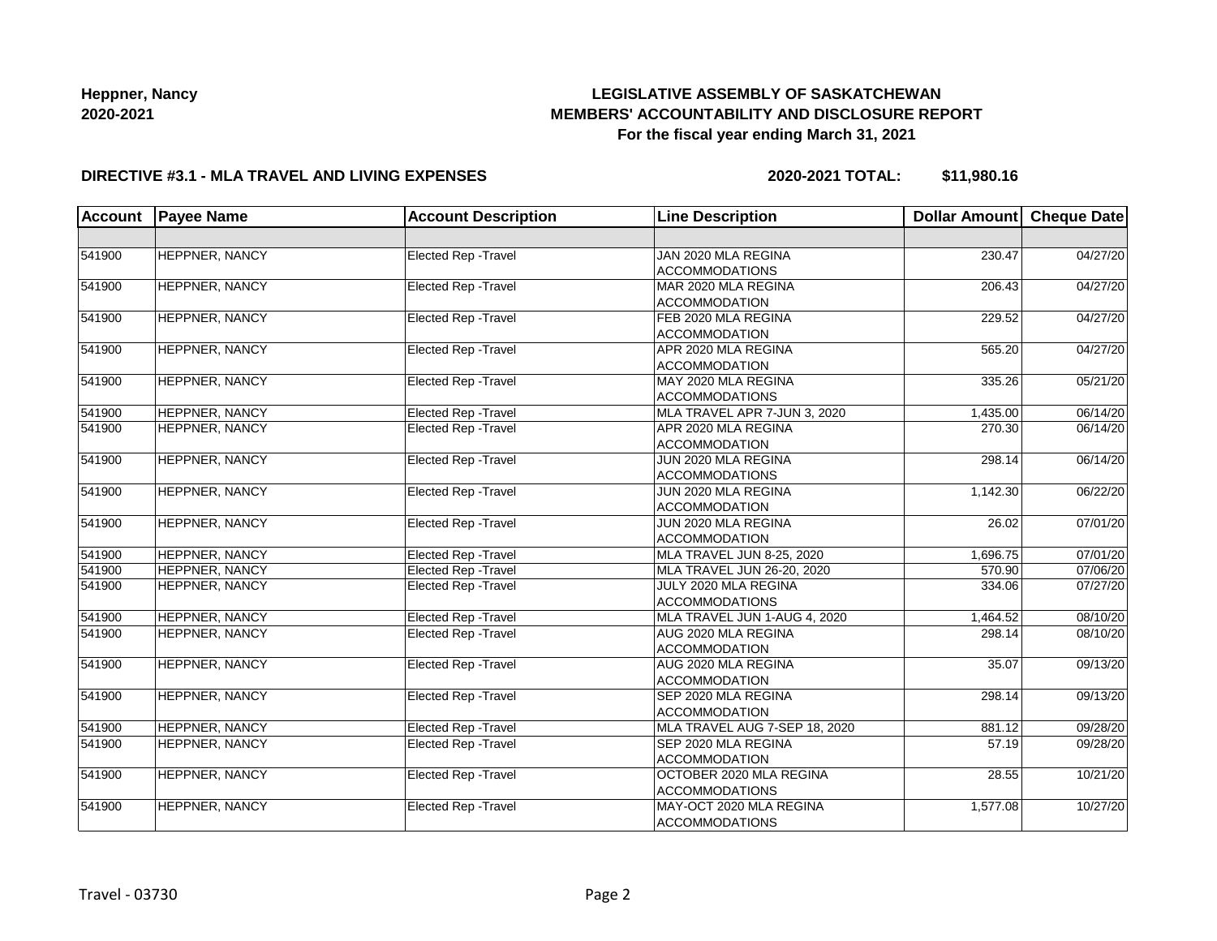**Heppner, Nancy**
**2020-2021**

# LEGISLATIVE ASSEMBLY OF SASKATCHEWAN
## MEMBERS' ACCOUNTABILITY AND DISCLOSURE REPORT
### For the fiscal year ending March 31, 2021

**DIRECTIVE #3.1 - MLA TRAVEL AND LIVING EXPENSES** **2020-2021 TOTAL: $11,980.16**

| Account | Payee Name | Account Description | Line Description | Dollar Amount | Cheque Date |
|---|---|---|---|---|---|
| | | | | | |
| 541900 | HEPPNER, NANCY | Elected Rep -Travel | JAN 2020 MLA REGINA ACCOMMODATIONS | 230.47 | 04/27/20 |
| 541900 | HEPPNER, NANCY | Elected Rep -Travel | MAR 2020 MLA REGINA ACCOMMODATION | 206.43 | 04/27/20 |
| 541900 | HEPPNER, NANCY | Elected Rep -Travel | FEB 2020 MLA REGINA ACCOMMODATION | 229.52 | 04/27/20 |
| 541900 | HEPPNER, NANCY | Elected Rep -Travel | APR 2020 MLA REGINA ACCOMMODATION | 565.20 | 04/27/20 |
| 541900 | HEPPNER, NANCY | Elected Rep -Travel | MAY 2020 MLA REGINA ACCOMMODATIONS | 335.26 | 05/21/20 |
| 541900 | HEPPNER, NANCY | Elected Rep -Travel | MLA TRAVEL APR 7-JUN 3, 2020 | 1,435.00 | 06/14/20 |
| 541900 | HEPPNER, NANCY | Elected Rep -Travel | APR 2020 MLA REGINA ACCOMMODATION | 270.30 | 06/14/20 |
| 541900 | HEPPNER, NANCY | Elected Rep -Travel | JUN 2020 MLA REGINA ACCOMMODATIONS | 298.14 | 06/14/20 |
| 541900 | HEPPNER, NANCY | Elected Rep -Travel | JUN 2020 MLA REGINA ACCOMMODATION | 1,142.30 | 06/22/20 |
| 541900 | HEPPNER, NANCY | Elected Rep -Travel | JUN 2020 MLA REGINA ACCOMMODATION | 26.02 | 07/01/20 |
| 541900 | HEPPNER, NANCY | Elected Rep -Travel | MLA TRAVEL JUN 8-25, 2020 | 1,696.75 | 07/01/20 |
| 541900 | HEPPNER, NANCY | Elected Rep -Travel | MLA TRAVEL JUN 26-20, 2020 | 570.90 | 07/06/20 |
| 541900 | HEPPNER, NANCY | Elected Rep -Travel | JULY 2020 MLA REGINA ACCOMMODATIONS | 334.06 | 07/27/20 |
| 541900 | HEPPNER, NANCY | Elected Rep -Travel | MLA TRAVEL JUN 1-AUG 4, 2020 | 1,464.52 | 08/10/20 |
| 541900 | HEPPNER, NANCY | Elected Rep -Travel | AUG 2020 MLA REGINA ACCOMMODATION | 298.14 | 08/10/20 |
| 541900 | HEPPNER, NANCY | Elected Rep -Travel | AUG 2020 MLA REGINA ACCOMMODATION | 35.07 | 09/13/20 |
| 541900 | HEPPNER, NANCY | Elected Rep -Travel | SEP 2020 MLA REGINA ACCOMMODATION | 298.14 | 09/13/20 |
| 541900 | HEPPNER, NANCY | Elected Rep -Travel | MLA TRAVEL AUG 7-SEP 18, 2020 | 881.12 | 09/28/20 |
| 541900 | HEPPNER, NANCY | Elected Rep -Travel | SEP 2020 MLA REGINA ACCOMMODATION | 57.19 | 09/28/20 |
| 541900 | HEPPNER, NANCY | Elected Rep -Travel | OCTOBER 2020 MLA REGINA ACCOMMODATIONS | 28.55 | 10/21/20 |
| 541900 | HEPPNER, NANCY | Elected Rep -Travel | MAY-OCT 2020 MLA REGINA ACCOMMODATIONS | 1,577.08 | 10/27/20 |

Travel - 03730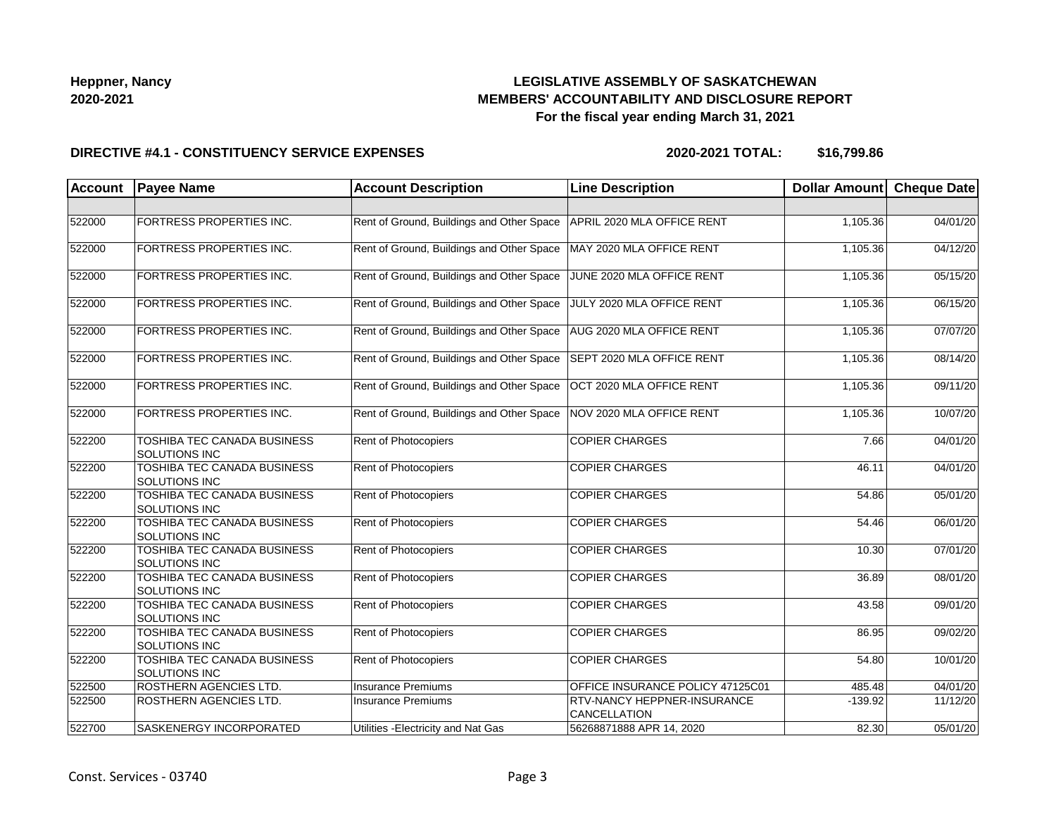**Heppner, Nancy**
**2020-2021**

**LEGISLATIVE ASSEMBLY OF SASKATCHEWAN**
**MEMBERS' ACCOUNTABILITY AND DISCLOSURE REPORT**
**For the fiscal year ending March 31, 2021**

**DIRECTIVE #4.1 - CONSTITUENCY SERVICE EXPENSES** **2020-2021 TOTAL: $16,799.86**

| Account | Payee Name | Account Description | Line Description | Dollar Amount | Cheque Date |
|---|---|---|---|---|---|
| | | | | | |
| 522000 | FORTRESS PROPERTIES INC. | Rent of Ground, Buildings and Other Space | APRIL 2020 MLA OFFICE RENT | 1,105.36 | 04/01/20 |
| 522000 | FORTRESS PROPERTIES INC. | Rent of Ground, Buildings and Other Space | MAY 2020 MLA OFFICE RENT | 1,105.36 | 04/12/20 |
| 522000 | FORTRESS PROPERTIES INC. | Rent of Ground, Buildings and Other Space | JUNE 2020 MLA OFFICE RENT | 1,105.36 | 05/15/20 |
| 522000 | FORTRESS PROPERTIES INC. | Rent of Ground, Buildings and Other Space | JULY 2020 MLA OFFICE RENT | 1,105.36 | 06/15/20 |
| 522000 | FORTRESS PROPERTIES INC. | Rent of Ground, Buildings and Other Space | AUG 2020 MLA OFFICE RENT | 1,105.36 | 07/07/20 |
| 522000 | FORTRESS PROPERTIES INC. | Rent of Ground, Buildings and Other Space | SEPT 2020 MLA OFFICE RENT | 1,105.36 | 08/14/20 |
| 522000 | FORTRESS PROPERTIES INC. | Rent of Ground, Buildings and Other Space | OCT 2020 MLA OFFICE RENT | 1,105.36 | 09/11/20 |
| 522000 | FORTRESS PROPERTIES INC. | Rent of Ground, Buildings and Other Space | NOV 2020 MLA OFFICE RENT | 1,105.36 | 10/07/20 |
| 522200 | TOSHIBA TEC CANADA BUSINESS SOLUTIONS INC | Rent of Photocopiers | COPIER CHARGES | 7.66 | 04/01/20 |
| 522200 | TOSHIBA TEC CANADA BUSINESS SOLUTIONS INC | Rent of Photocopiers | COPIER CHARGES | 46.11 | 04/01/20 |
| 522200 | TOSHIBA TEC CANADA BUSINESS SOLUTIONS INC | Rent of Photocopiers | COPIER CHARGES | 54.86 | 05/01/20 |
| 522200 | TOSHIBA TEC CANADA BUSINESS SOLUTIONS INC | Rent of Photocopiers | COPIER CHARGES | 54.46 | 06/01/20 |
| 522200 | TOSHIBA TEC CANADA BUSINESS SOLUTIONS INC | Rent of Photocopiers | COPIER CHARGES | 10.30 | 07/01/20 |
| 522200 | TOSHIBA TEC CANADA BUSINESS SOLUTIONS INC | Rent of Photocopiers | COPIER CHARGES | 36.89 | 08/01/20 |
| 522200 | TOSHIBA TEC CANADA BUSINESS SOLUTIONS INC | Rent of Photocopiers | COPIER CHARGES | 43.58 | 09/01/20 |
| 522200 | TOSHIBA TEC CANADA BUSINESS SOLUTIONS INC | Rent of Photocopiers | COPIER CHARGES | 86.95 | 09/02/20 |
| 522200 | TOSHIBA TEC CANADA BUSINESS SOLUTIONS INC | Rent of Photocopiers | COPIER CHARGES | 54.80 | 10/01/20 |
| 522500 | ROSTHERN AGENCIES LTD. | Insurance Premiums | OFFICE INSURANCE POLICY 47125C01 | 485.48 | 04/01/20 |
| 522500 | ROSTHERN AGENCIES LTD. | Insurance Premiums | RTV-NANCY HEPPNER-INSURANCE CANCELLATION | -139.92 | 11/12/20 |
| 522700 | SASKENERGY INCORPORATED | Utilities -Electricity and Nat Gas | 56268871888 APR 14, 2020 | 82.30 | 05/01/20 |

Const. Services - 03740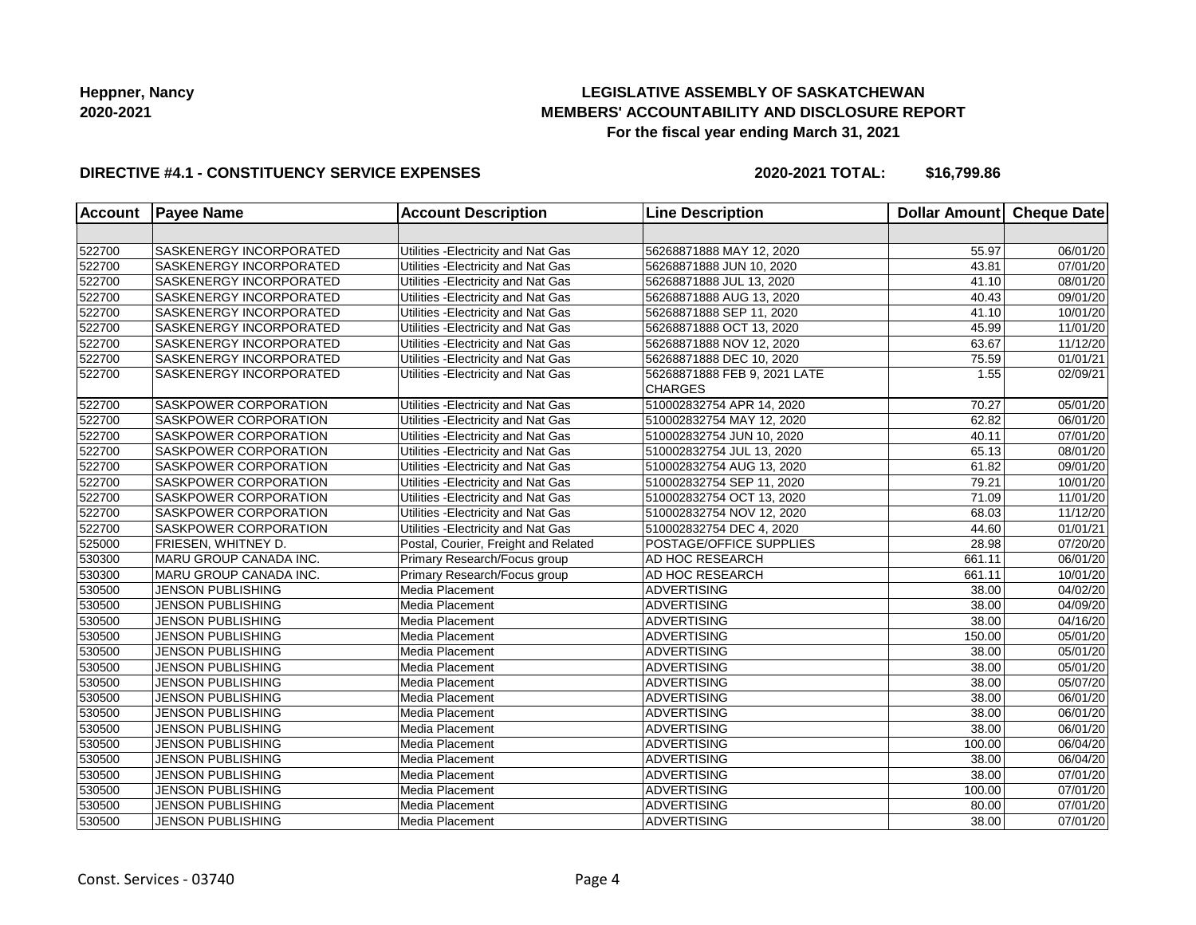**Heppner, Nancy**
**2020-2021**

**LEGISLATIVE ASSEMBLY OF SASKATCHEWAN**
**MEMBERS' ACCOUNTABILITY AND DISCLOSURE REPORT**
**For the fiscal year ending March 31, 2021**

**DIRECTIVE #4.1 - CONSTITUENCY SERVICE EXPENSES** **2020-2021 TOTAL: $16,799.86**

| Account | Payee Name | Account Description | Line Description | Dollar Amount | Cheque Date |
|---|---|---|---|---|---|
| | | | | | |
| 522700 | SASKENERGY INCORPORATED | Utilities -Electricity and Nat Gas | 56268871888 MAY 12, 2020 | 55.97 | 06/01/20 |
| 522700 | SASKENERGY INCORPORATED | Utilities -Electricity and Nat Gas | 56268871888 JUN 10, 2020 | 43.81 | 07/01/20 |
| 522700 | SASKENERGY INCORPORATED | Utilities -Electricity and Nat Gas | 56268871888 JUL 13, 2020 | 41.10 | 08/01/20 |
| 522700 | SASKENERGY INCORPORATED | Utilities -Electricity and Nat Gas | 56268871888 AUG 13, 2020 | 40.43 | 09/01/20 |
| 522700 | SASKENERGY INCORPORATED | Utilities -Electricity and Nat Gas | 56268871888 SEP 11, 2020 | 41.10 | 10/01/20 |
| 522700 | SASKENERGY INCORPORATED | Utilities -Electricity and Nat Gas | 56268871888 OCT 13, 2020 | 45.99 | 11/01/20 |
| 522700 | SASKENERGY INCORPORATED | Utilities -Electricity and Nat Gas | 56268871888 NOV 12, 2020 | 63.67 | 11/12/20 |
| 522700 | SASKENERGY INCORPORATED | Utilities -Electricity and Nat Gas | 56268871888 DEC 10, 2020 | 75.59 | 01/01/21 |
| 522700 | SASKENERGY INCORPORATED | Utilities -Electricity and Nat Gas | 56268871888 FEB 9, 2021 LATE CHARGES | 1.55 | 02/09/21 |
| 522700 | SASKPOWER CORPORATION | Utilities -Electricity and Nat Gas | 510002832754 APR 14, 2020 | 70.27 | 05/01/20 |
| 522700 | SASKPOWER CORPORATION | Utilities -Electricity and Nat Gas | 510002832754 MAY 12, 2020 | 62.82 | 06/01/20 |
| 522700 | SASKPOWER CORPORATION | Utilities -Electricity and Nat Gas | 510002832754 JUN 10, 2020 | 40.11 | 07/01/20 |
| 522700 | SASKPOWER CORPORATION | Utilities -Electricity and Nat Gas | 510002832754 JUL 13, 2020 | 65.13 | 08/01/20 |
| 522700 | SASKPOWER CORPORATION | Utilities -Electricity and Nat Gas | 510002832754 AUG 13, 2020 | 61.82 | 09/01/20 |
| 522700 | SASKPOWER CORPORATION | Utilities -Electricity and Nat Gas | 510002832754 SEP 11, 2020 | 79.21 | 10/01/20 |
| 522700 | SASKPOWER CORPORATION | Utilities -Electricity and Nat Gas | 510002832754 OCT 13, 2020 | 71.09 | 11/01/20 |
| 522700 | SASKPOWER CORPORATION | Utilities -Electricity and Nat Gas | 510002832754 NOV 12, 2020 | 68.03 | 11/12/20 |
| 522700 | SASKPOWER CORPORATION | Utilities -Electricity and Nat Gas | 510002832754 DEC 4, 2020 | 44.60 | 01/01/21 |
| 525000 | FRIESEN, WHITNEY D. | Postal, Courier, Freight and Related | POSTAGE/OFFICE SUPPLIES | 28.98 | 07/20/20 |
| 530300 | MARU GROUP CANADA INC. | Primary Research/Focus group | AD HOC RESEARCH | 661.11 | 06/01/20 |
| 530300 | MARU GROUP CANADA INC. | Primary Research/Focus group | AD HOC RESEARCH | 661.11 | 10/01/20 |
| 530500 | JENSON PUBLISHING | Media Placement | ADVERTISING | 38.00 | 04/02/20 |
| 530500 | JENSON PUBLISHING | Media Placement | ADVERTISING | 38.00 | 04/09/20 |
| 530500 | JENSON PUBLISHING | Media Placement | ADVERTISING | 38.00 | 04/16/20 |
| 530500 | JENSON PUBLISHING | Media Placement | ADVERTISING | 150.00 | 05/01/20 |
| 530500 | JENSON PUBLISHING | Media Placement | ADVERTISING | 38.00 | 05/01/20 |
| 530500 | JENSON PUBLISHING | Media Placement | ADVERTISING | 38.00 | 05/01/20 |
| 530500 | JENSON PUBLISHING | Media Placement | ADVERTISING | 38.00 | 05/07/20 |
| 530500 | JENSON PUBLISHING | Media Placement | ADVERTISING | 38.00 | 06/01/20 |
| 530500 | JENSON PUBLISHING | Media Placement | ADVERTISING | 38.00 | 06/01/20 |
| 530500 | JENSON PUBLISHING | Media Placement | ADVERTISING | 38.00 | 06/01/20 |
| 530500 | JENSON PUBLISHING | Media Placement | ADVERTISING | 100.00 | 06/04/20 |
| 530500 | JENSON PUBLISHING | Media Placement | ADVERTISING | 38.00 | 06/04/20 |
| 530500 | JENSON PUBLISHING | Media Placement | ADVERTISING | 38.00 | 07/01/20 |
| 530500 | JENSON PUBLISHING | Media Placement | ADVERTISING | 100.00 | 07/01/20 |
| 530500 | JENSON PUBLISHING | Media Placement | ADVERTISING | 80.00 | 07/01/20 |
| 530500 | JENSON PUBLISHING | Media Placement | ADVERTISING | 38.00 | 07/01/20 |

Const. Services - 03740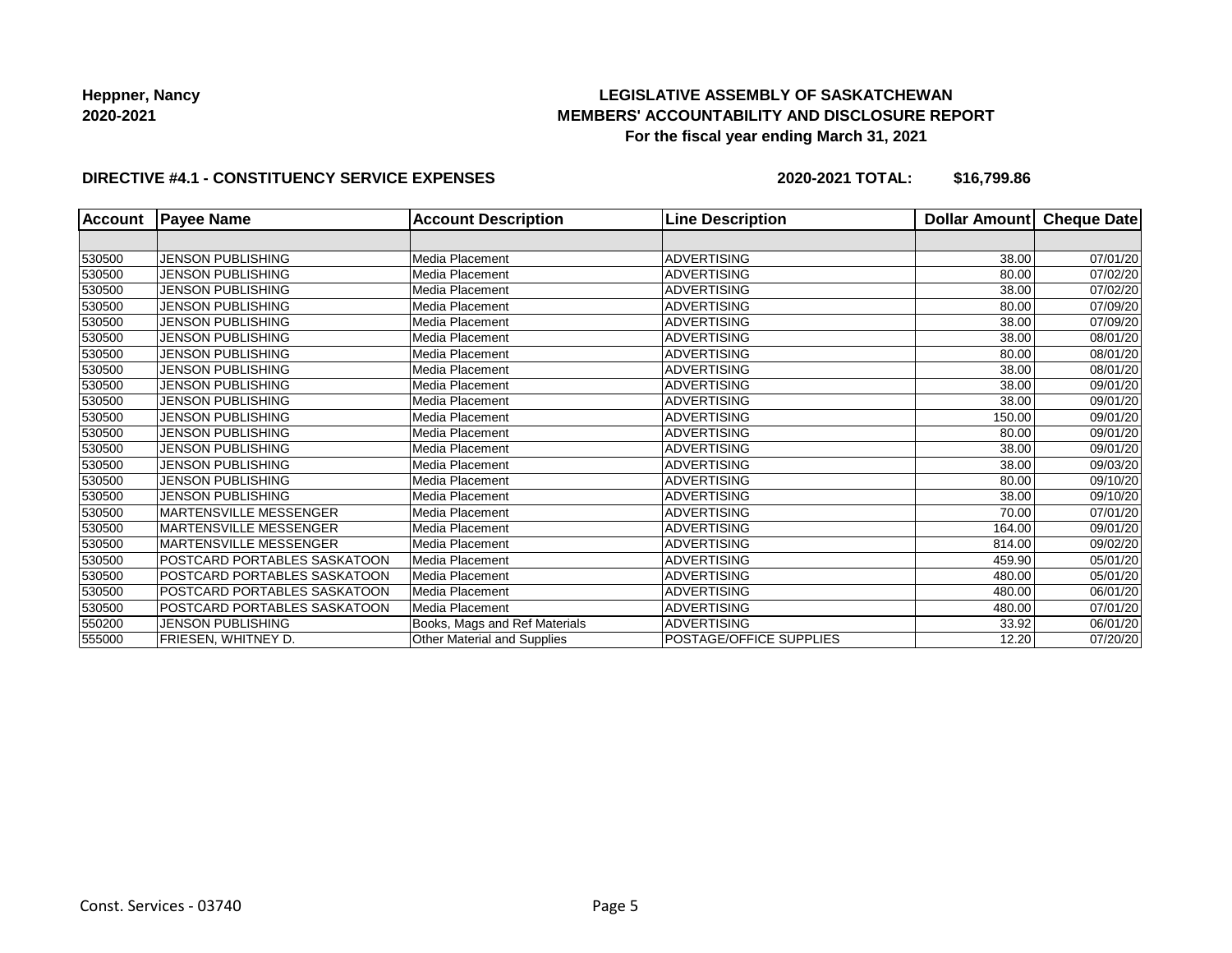**Heppner, Nancy**
**2020-2021**

# LEGISLATIVE ASSEMBLY OF SASKATCHEWAN
## MEMBERS' ACCOUNTABILITY AND DISCLOSURE REPORT
### For the fiscal year ending March 31, 2021

**DIRECTIVE #4.1 - CONSTITUENCY SERVICE EXPENSES** **2020-2021 TOTAL: $16,799.86**

| Account | Payee Name | Account Description | Line Description | Dollar Amount | Cheque Date |
|---|---|---|---|---|---|
| | | | | | |
| 530500 | JENSON PUBLISHING | Media Placement | ADVERTISING | 38.00 | 07/01/20 |
| 530500 | JENSON PUBLISHING | Media Placement | ADVERTISING | 80.00 | 07/02/20 |
| 530500 | JENSON PUBLISHING | Media Placement | ADVERTISING | 38.00 | 07/02/20 |
| 530500 | JENSON PUBLISHING | Media Placement | ADVERTISING | 80.00 | 07/09/20 |
| 530500 | JENSON PUBLISHING | Media Placement | ADVERTISING | 38.00 | 07/09/20 |
| 530500 | JENSON PUBLISHING | Media Placement | ADVERTISING | 38.00 | 08/01/20 |
| 530500 | JENSON PUBLISHING | Media Placement | ADVERTISING | 80.00 | 08/01/20 |
| 530500 | JENSON PUBLISHING | Media Placement | ADVERTISING | 38.00 | 08/01/20 |
| 530500 | JENSON PUBLISHING | Media Placement | ADVERTISING | 38.00 | 09/01/20 |
| 530500 | JENSON PUBLISHING | Media Placement | ADVERTISING | 38.00 | 09/01/20 |
| 530500 | JENSON PUBLISHING | Media Placement | ADVERTISING | 150.00 | 09/01/20 |
| 530500 | JENSON PUBLISHING | Media Placement | ADVERTISING | 80.00 | 09/01/20 |
| 530500 | JENSON PUBLISHING | Media Placement | ADVERTISING | 38.00 | 09/01/20 |
| 530500 | JENSON PUBLISHING | Media Placement | ADVERTISING | 38.00 | 09/03/20 |
| 530500 | JENSON PUBLISHING | Media Placement | ADVERTISING | 80.00 | 09/10/20 |
| 530500 | JENSON PUBLISHING | Media Placement | ADVERTISING | 38.00 | 09/10/20 |
| 530500 | MARTENSVILLE MESSENGER | Media Placement | ADVERTISING | 70.00 | 07/01/20 |
| 530500 | MARTENSVILLE MESSENGER | Media Placement | ADVERTISING | 164.00 | 09/01/20 |
| 530500 | MARTENSVILLE MESSENGER | Media Placement | ADVERTISING | 814.00 | 09/02/20 |
| 530500 | POSTCARD PORTABLES SASKATOON | Media Placement | ADVERTISING | 459.90 | 05/01/20 |
| 530500 | POSTCARD PORTABLES SASKATOON | Media Placement | ADVERTISING | 480.00 | 05/01/20 |
| 530500 | POSTCARD PORTABLES SASKATOON | Media Placement | ADVERTISING | 480.00 | 06/01/20 |
| 530500 | POSTCARD PORTABLES SASKATOON | Media Placement | ADVERTISING | 480.00 | 07/01/20 |
| 550200 | JENSON PUBLISHING | Books, Mags and Ref Materials | ADVERTISING | 33.92 | 06/01/20 |
| 555000 | FRIESEN, WHITNEY D. | Other Material and Supplies | POSTAGE/OFFICE SUPPLIES | 12.20 | 07/20/20 |

Const. Services - 03740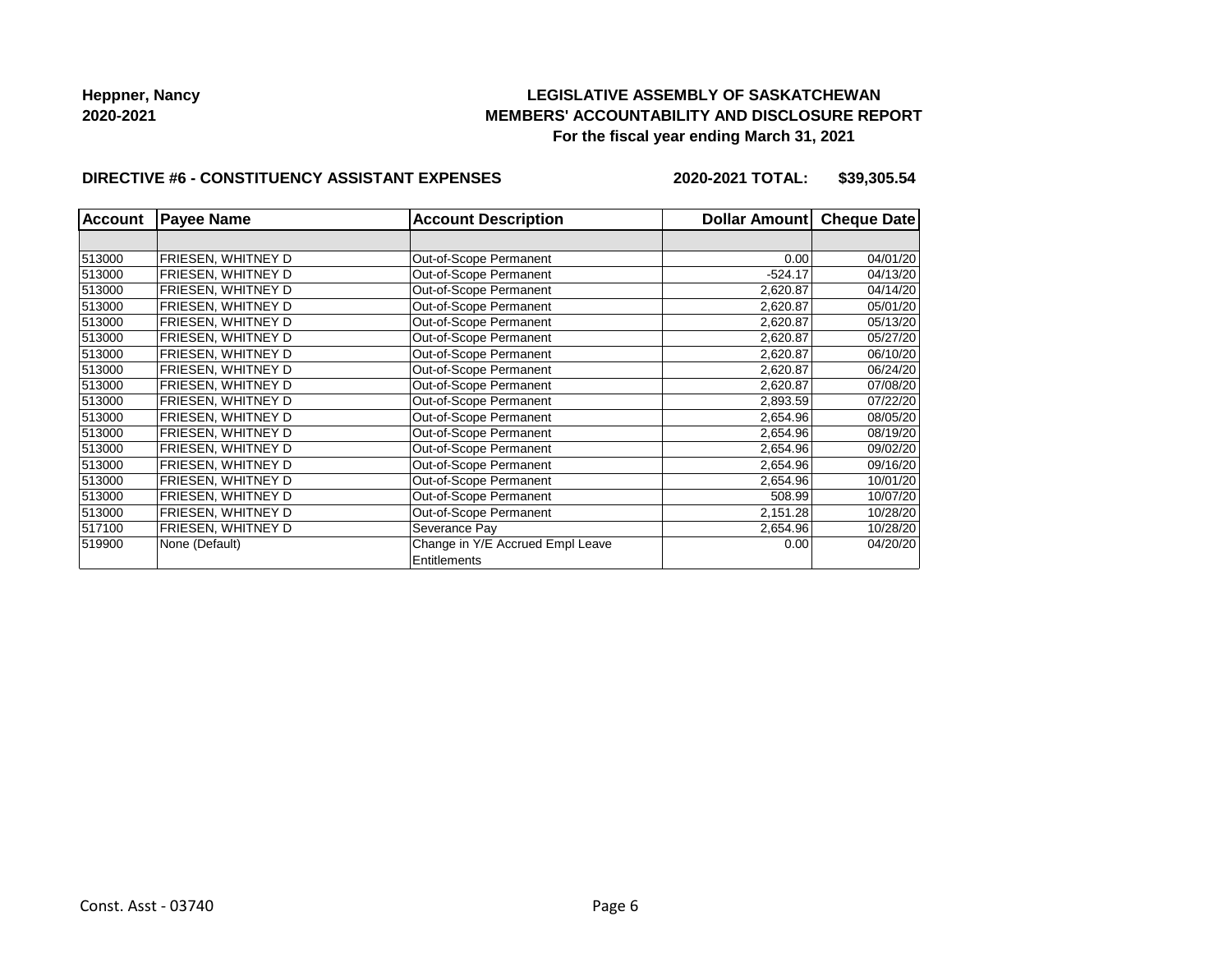**Heppner, Nancy**
**2020-2021**

# LEGISLATIVE ASSEMBLY OF SASKATCHEWAN
## MEMBERS' ACCOUNTABILITY AND DISCLOSURE REPORT
### For the fiscal year ending March 31, 2021

**DIRECTIVE #6 - CONSTITUENCY ASSISTANT EXPENSES** **2020-2021 TOTAL: $39,305.54**

| Account | Payee Name | Account Description | Dollar Amount | Cheque Date |
|---|---|---|---|---|
| | | | | |
| 513000 | FRIESEN, WHITNEY D | Out-of-Scope Permanent | 0.00 | 04/01/20 |
| 513000 | FRIESEN, WHITNEY D | Out-of-Scope Permanent | -524.17 | 04/13/20 |
| 513000 | FRIESEN, WHITNEY D | Out-of-Scope Permanent | 2,620.87 | 04/14/20 |
| 513000 | FRIESEN, WHITNEY D | Out-of-Scope Permanent | 2,620.87 | 05/01/20 |
| 513000 | FRIESEN, WHITNEY D | Out-of-Scope Permanent | 2,620.87 | 05/13/20 |
| 513000 | FRIESEN, WHITNEY D | Out-of-Scope Permanent | 2,620.87 | 05/27/20 |
| 513000 | FRIESEN, WHITNEY D | Out-of-Scope Permanent | 2,620.87 | 06/10/20 |
| 513000 | FRIESEN, WHITNEY D | Out-of-Scope Permanent | 2,620.87 | 06/24/20 |
| 513000 | FRIESEN, WHITNEY D | Out-of-Scope Permanent | 2,620.87 | 07/08/20 |
| 513000 | FRIESEN, WHITNEY D | Out-of-Scope Permanent | 2,893.59 | 07/22/20 |
| 513000 | FRIESEN, WHITNEY D | Out-of-Scope Permanent | 2,654.96 | 08/05/20 |
| 513000 | FRIESEN, WHITNEY D | Out-of-Scope Permanent | 2,654.96 | 08/19/20 |
| 513000 | FRIESEN, WHITNEY D | Out-of-Scope Permanent | 2,654.96 | 09/02/20 |
| 513000 | FRIESEN, WHITNEY D | Out-of-Scope Permanent | 2,654.96 | 09/16/20 |
| 513000 | FRIESEN, WHITNEY D | Out-of-Scope Permanent | 2,654.96 | 10/01/20 |
| 513000 | FRIESEN, WHITNEY D | Out-of-Scope Permanent | 508.99 | 10/07/20 |
| 513000 | FRIESEN, WHITNEY D | Out-of-Scope Permanent | 2,151.28 | 10/28/20 |
| 517100 | FRIESEN, WHITNEY D | Severance Pay | 2,654.96 | 10/28/20 |
| 519900 | None (Default) | Change in Y/E Accrued Empl Leave Entitlements | 0.00 | 04/20/20 |

Const. Asst - 03740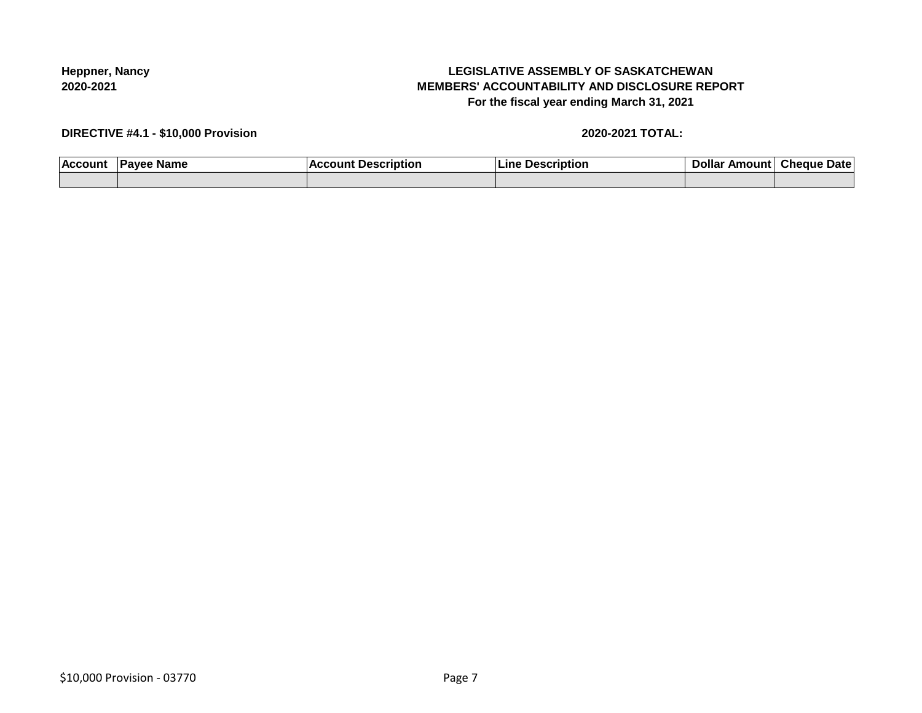**Heppner, Nancy**
**2020-2021**

**LEGISLATIVE ASSEMBLY OF SASKATCHEWAN**
**MEMBERS' ACCOUNTABILITY AND DISCLOSURE REPORT**
**For the fiscal year ending March 31, 2021**

**DIRECTIVE #4.1 - $10,000 Provision**

**2020-2021 TOTAL:**

| Account | Payee Name | Account Description | Line Description | Dollar Amount | Cheque Date |
|---|---|---|---|---|---|
| | | | | | |

$10,000 Provision - 03770